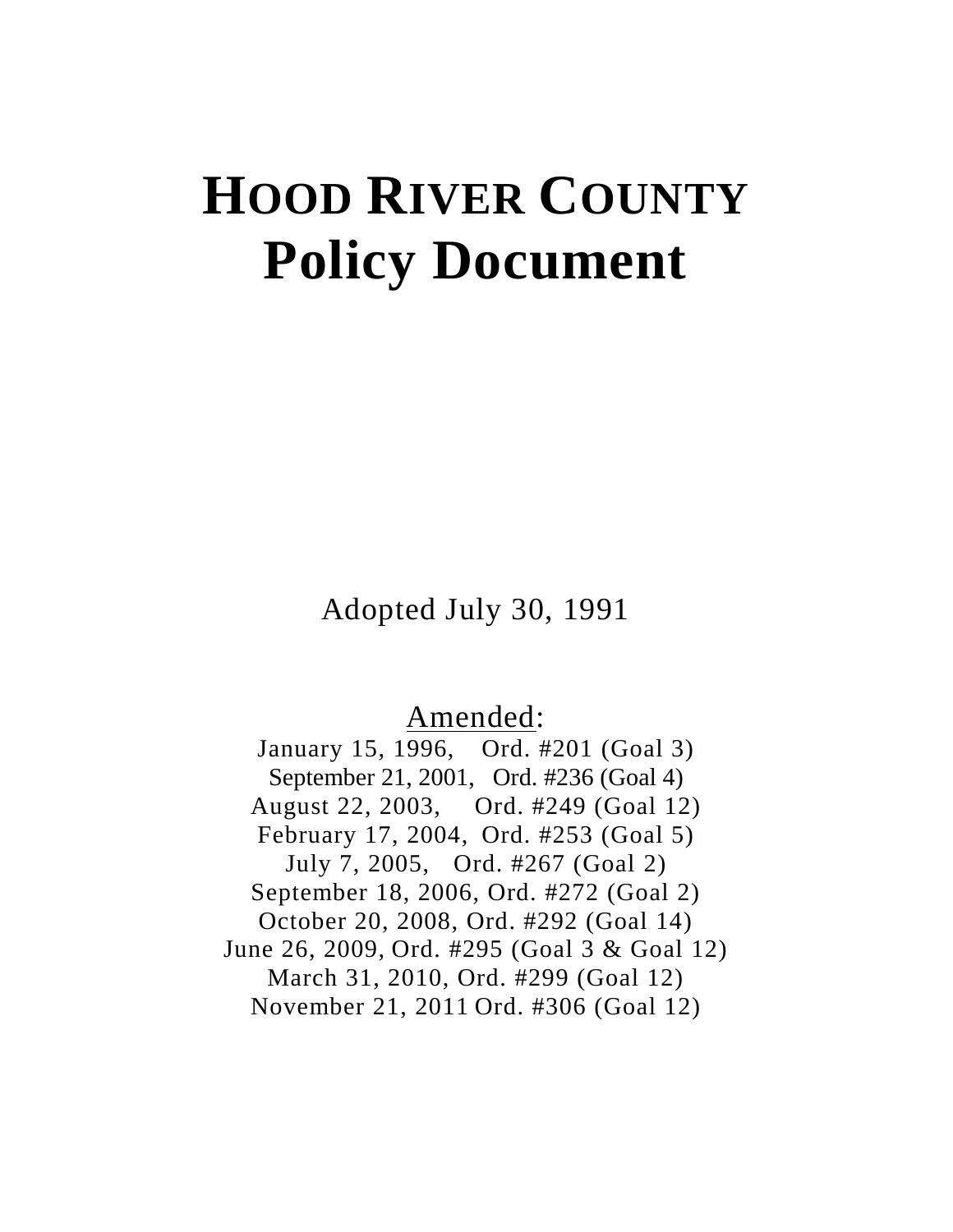# HOOD RIVER COUNTY Policy Document

Adopted July 30, 1991

Amended:

January 15, 1996, Ord. #201 (Goal 3)
September 21, 2001, Ord. #236 (Goal 4)
August 22, 2003, Ord. #249 (Goal 12)
February 17, 2004, Ord. #253 (Goal 5)
July 7, 2005, Ord. #267 (Goal 2)
September 18, 2006, Ord. #272 (Goal 2)
October 20, 2008, Ord. #292 (Goal 14)
June 26, 2009, Ord. #295 (Goal 3 & Goal 12)
March 31, 2010, Ord. #299 (Goal 12)
November 21, 2011 Ord. #306 (Goal 12)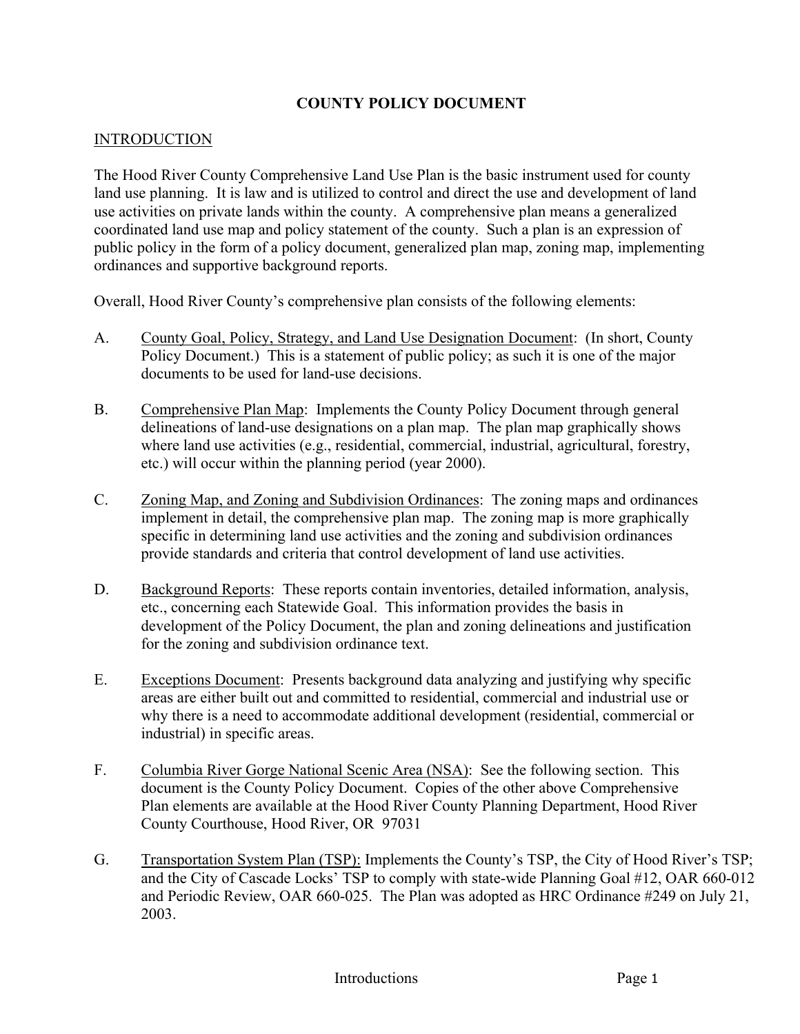# COUNTY POLICY DOCUMENT

## INTRODUCTION

The Hood River County Comprehensive Land Use Plan is the basic instrument used for county land use planning. It is law and is utilized to control and direct the use and development of land use activities on private lands within the county. A comprehensive plan means a generalized coordinated land use map and policy statement of the county. Such a plan is an expression of public policy in the form of a policy document, generalized plan map, zoning map, implementing ordinances and supportive background reports.

Overall, Hood River County's comprehensive plan consists of the following elements:

A. <u>County Goal, Policy, Strategy, and Land Use Designation Document</u>: (In short, County Policy Document.) This is a statement of public policy; as such it is one of the major documents to be used for land-use decisions.

B. <u>Comprehensive Plan Map</u>: Implements the County Policy Document through general delineations of land-use designations on a plan map. The plan map graphically shows where land use activities (e.g., residential, commercial, industrial, agricultural, forestry, etc.) will occur within the planning period (year 2000).

C. <u>Zoning Map, and Zoning and Subdivision Ordinances</u>: The zoning maps and ordinances implement in detail, the comprehensive plan map. The zoning map is more graphically specific in determining land use activities and the zoning and subdivision ordinances provide standards and criteria that control development of land use activities.

D. <u>Background Reports</u>: These reports contain inventories, detailed information, analysis, etc., concerning each Statewide Goal. This information provides the basis in development of the Policy Document, the plan and zoning delineations and justification for the zoning and subdivision ordinance text.

E. <u>Exceptions Document</u>: Presents background data analyzing and justifying why specific areas are either built out and committed to residential, commercial and industrial use or why there is a need to accommodate additional development (residential, commercial or industrial) in specific areas.

F. <u>Columbia River Gorge National Scenic Area (NSA)</u>: See the following section. This document is the County Policy Document. Copies of the other above Comprehensive Plan elements are available at the Hood River County Planning Department, Hood River County Courthouse, Hood River, OR 97031

G. <u>Transportation System Plan (TSP):</u> Implements the County's TSP, the City of Hood River's TSP; and the City of Cascade Locks' TSP to comply with state-wide Planning Goal #12, OAR 660-012 and Periodic Review, OAR 660-025. The Plan was adopted as HRC Ordinance #249 on July 21, 2003.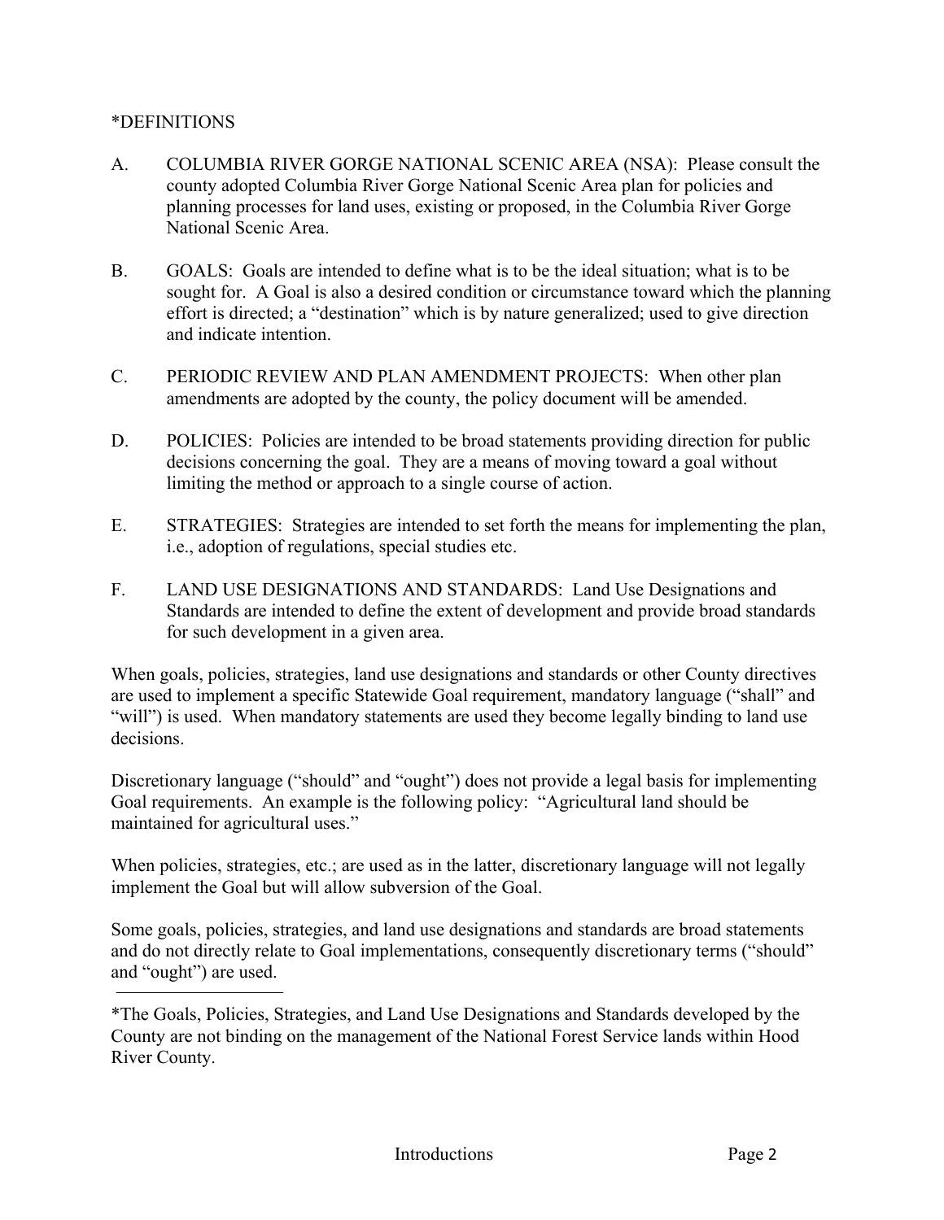*DEFINITIONS

A. COLUMBIA RIVER GORGE NATIONAL SCENIC AREA (NSA): Please consult the county adopted Columbia River Gorge National Scenic Area plan for policies and planning processes for land uses, existing or proposed, in the Columbia River Gorge National Scenic Area.

B. GOALS: Goals are intended to define what is to be the ideal situation; what is to be sought for. A Goal is also a desired condition or circumstance toward which the planning effort is directed; a "destination" which is by nature generalized; used to give direction and indicate intention.

C. PERIODIC REVIEW AND PLAN AMENDMENT PROJECTS: When other plan amendments are adopted by the county, the policy document will be amended.

D. POLICIES: Policies are intended to be broad statements providing direction for public decisions concerning the goal. They are a means of moving toward a goal without limiting the method or approach to a single course of action.

E. STRATEGIES: Strategies are intended to set forth the means for implementing the plan, i.e., adoption of regulations, special studies etc.

F. LAND USE DESIGNATIONS AND STANDARDS: Land Use Designations and Standards are intended to define the extent of development and provide broad standards for such development in a given area.

When goals, policies, strategies, land use designations and standards or other County directives are used to implement a specific Statewide Goal requirement, mandatory language ("shall" and "will") is used. When mandatory statements are used they become legally binding to land use decisions.

Discretionary language ("should" and "ought") does not provide a legal basis for implementing Goal requirements. An example is the following policy: "Agricultural land should be maintained for agricultural uses."

When policies, strategies, etc.; are used as in the latter, discretionary language will not legally implement the Goal but will allow subversion of the Goal.

Some goals, policies, strategies, and land use designations and standards are broad statements and do not directly relate to Goal implementations, consequently discretionary terms ("should" and "ought") are used.

---

*The Goals, Policies, Strategies, and Land Use Designations and Standards developed by the County are not binding on the management of the National Forest Service lands within Hood River County.